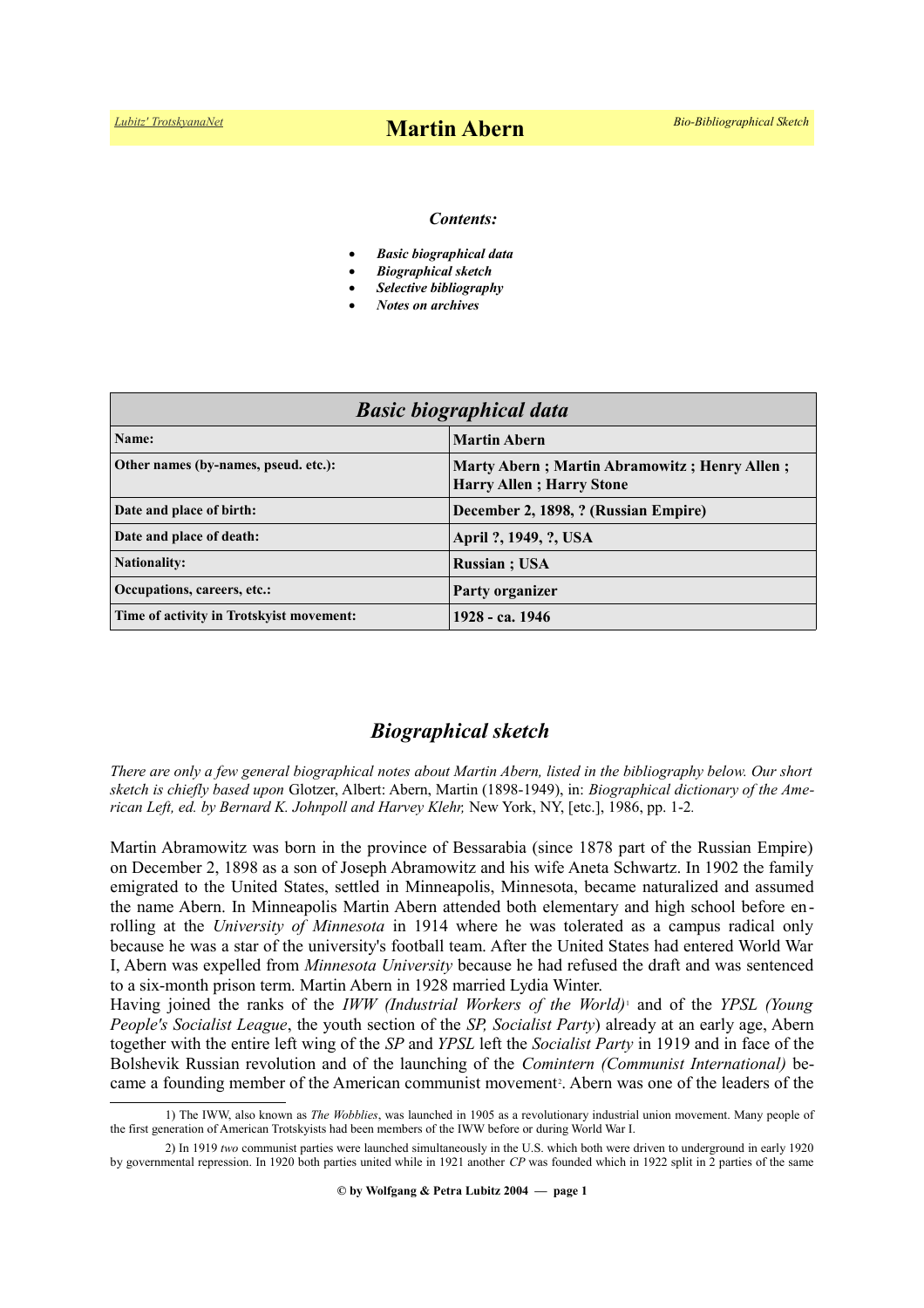# Martin Abern

***Contents:***

- ***Basic biographical data***
- ***Biographical sketch***
- ***Selective bibliography***
- ***Notes on archives***

| ***Basic biographical data*** | |
|---|---|
| **Name:** | **Martin Abern** |
| **Other names (by-names, pseud. etc.):** | **Marty Abern ; Martin Abramowitz ; Henry Allen ; Harry Allen ; Harry Stone** |
| **Date and place of birth:** | **December 2, 1898, ? (Russian Empire)** |
| **Date and place of death:** | **April ?, 1949, ?, USA** |
| **Nationality:** | **Russian ; USA** |
| **Occupations, careers, etc.:** | **Party organizer** |
| **Time of activity in Trotskyist movement:** | **1928 - ca. 1946** |

## *Biographical sketch*

*There are only a few general biographical notes about Martin Abern, listed in the bibliography below. Our short sketch is chiefly based upon* Glotzer, Albert: Abern, Martin (1898-1949), in: *Biographical dictionary of the American Left, ed. by Bernard K. Johnpoll and Harvey Klehr,* New York, NY, [etc.], 1986, pp. 1-2.

Martin Abramowitz was born in the province of Bessarabia (since 1878 part of the Russian Empire) on December 2, 1898 as a son of Joseph Abramowitz and his wife Aneta Schwartz. In 1902 the family emigrated to the United States, settled in Minneapolis, Minnesota, became naturalized and assumed the name Abern. In Minneapolis Martin Abern attended both elementary and high school before enrolling at the *University of Minnesota* in 1914 where he was tolerated as a campus radical only because he was a star of the university's football team. After the United States had entered World War I, Abern was expelled from *Minnesota University* because he had refused the draft and was sentenced to a six-month prison term. Martin Abern in 1928 married Lydia Winter.

Having joined the ranks of the *IWW (Industrial Workers of the World)*[1] and of the *YPSL (Young People's Socialist League*, the youth section of the *SP, Socialist Party*) already at an early age, Abern together with the entire left wing of the *SP* and *YPSL* left the *Socialist Party* in 1919 and in face of the Bolshevik Russian revolution and of the launching of the *Comintern (Communist International)* became a founding member of the American communist movement[2]. Abern was one of the leaders of the

1) The IWW, also known as *The Wobblies*, was launched in 1905 as a revolutionary industrial union movement. Many people of the first generation of American Trotskyists had been members of the IWW before or during World War I.

2) In 1919 *two* communist parties were launched simultaneously in the U.S. which both were driven to underground in early 1920 by governmental repression. In 1920 both parties united while in 1921 another *CP* was founded which in 1922 split in 2 parties of the same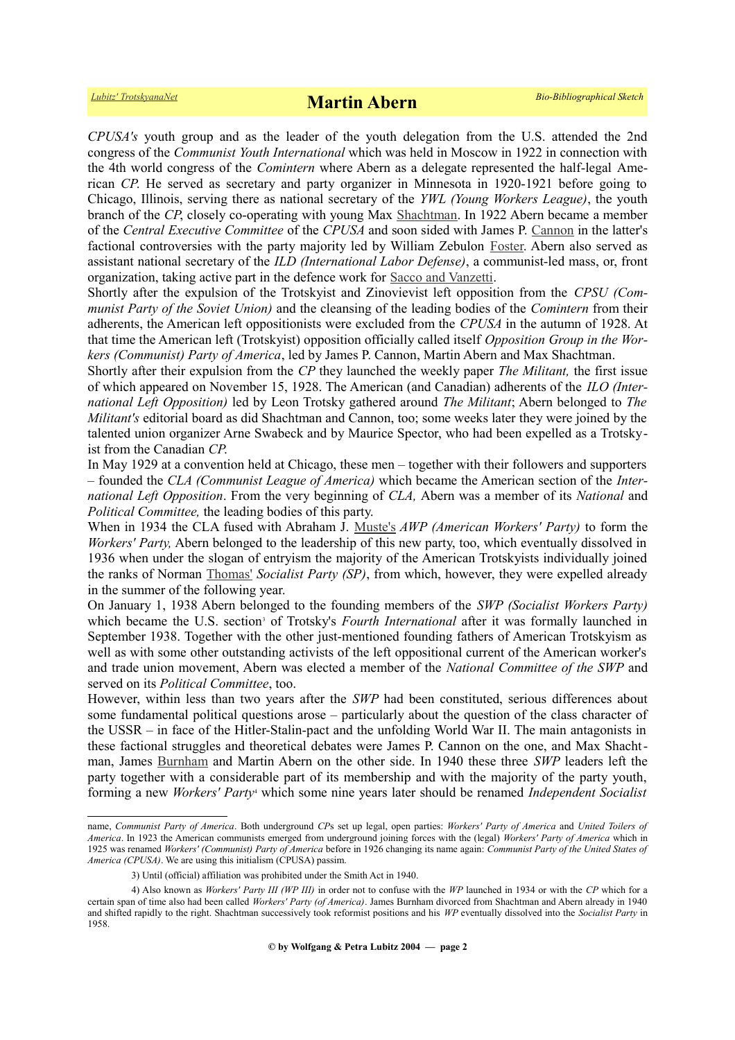*CPUSA's* youth group and as the leader of the youth delegation from the U.S. attended the 2nd congress of the *Communist Youth International* which was held in Moscow in 1922 in connection with the 4th world congress of the *Comintern* where Abern as a delegate represented the half-legal American *CP*. He served as secretary and party organizer in Minnesota in 1920-1921 before going to Chicago, Illinois, serving there as national secretary of the *YWL (Young Workers League)*, the youth branch of the *CP*, closely co-operating with young Max Shachtman. In 1922 Abern became a member of the *Central Executive Committee* of the *CPUSA* and soon sided with James P. Cannon in the latter's factional controversies with the party majority led by William Zebulon Foster. Abern also served as assistant national secretary of the *ILD (International Labor Defense)*, a communist-led mass, or, front organization, taking active part in the defence work for Sacco and Vanzetti.

Shortly after the expulsion of the Trotskyist and Zinovievist left opposition from the *CPSU (Communist Party of the Soviet Union)* and the cleansing of the leading bodies of the *Comintern* from their adherents, the American left oppositionists were excluded from the *CPUSA* in the autumn of 1928. At that time the American left (Trotskyist) opposition officially called itself *Opposition Group in the Workers (Communist) Party of America*, led by James P. Cannon, Martin Abern and Max Shachtman.

Shortly after their expulsion from the *CP* they launched the weekly paper *The Militant,* the first issue of which appeared on November 15, 1928. The American (and Canadian) adherents of the *ILO (International Left Opposition)* led by Leon Trotsky gathered around *The Militant*; Abern belonged to *The Militant's* editorial board as did Shachtman and Cannon, too; some weeks later they were joined by the talented union organizer Arne Swabeck and by Maurice Spector, who had been expelled as a Trotskyist from the Canadian *CP*.

In May 1929 at a convention held at Chicago, these men – together with their followers and supporters – founded the *CLA (Communist League of America)* which became the American section of the *International Left Opposition*. From the very beginning of *CLA,* Abern was a member of its *National* and *Political Committee,* the leading bodies of this party.

When in 1934 the CLA fused with Abraham J. Muste's *AWP (American Workers' Party)* to form the *Workers' Party,* Abern belonged to the leadership of this new party, too, which eventually dissolved in 1936 when under the slogan of entryism the majority of the American Trotskyists individually joined the ranks of Norman Thomas' *Socialist Party (SP)*, from which, however, they were expelled already in the summer of the following year.

On January 1, 1938 Abern belonged to the founding members of the *SWP (Socialist Workers Party)* which became the U.S. section[3] of Trotsky's *Fourth International* after it was formally launched in September 1938. Together with the other just-mentioned founding fathers of American Trotskyism as well as with some other outstanding activists of the left oppositional current of the American worker's and trade union movement, Abern was elected a member of the *National Committee of the SWP* and served on its *Political Committee*, too.

However, within less than two years after the *SWP* had been constituted, serious differences about some fundamental political questions arose – particularly about the question of the class character of the USSR – in face of the Hitler-Stalin-pact and the unfolding World War II. The main antagonists in these factional struggles and theoretical debates were James P. Cannon on the one, and Max Shachtman, James Burnham and Martin Abern on the other side. In 1940 these three *SWP* leaders left the party together with a considerable part of its membership and with the majority of the party youth, forming a new *Workers' Party*[4] which some nine years later should be renamed *Independent Socialist*

---

name, *Communist Party of America*. Both underground *CP*s set up legal, open parties: *Workers' Party of America* and *United Toilers of America*. In 1923 the American communists emerged from underground joining forces with the (legal) *Workers' Party of America* which in 1925 was renamed *Workers' (Communist) Party of America* before in 1926 changing its name again: *Communist Party of the United States of America (CPUSA)*. We are using this initialism (CPUSA) passim.

3) Until (official) affiliation was prohibited under the Smith Act in 1940.

4) Also known as *Workers' Party III (WP III)* in order not to confuse with the *WP* launched in 1934 or with the *CP* which for a certain span of time also had been called *Workers' Party (of America)*. James Burnham divorced from Shachtman and Abern already in 1940 and shifted rapidly to the right. Shachtman successively took reformist positions and his *WP* eventually dissolved into the *Socialist Party* in 1958.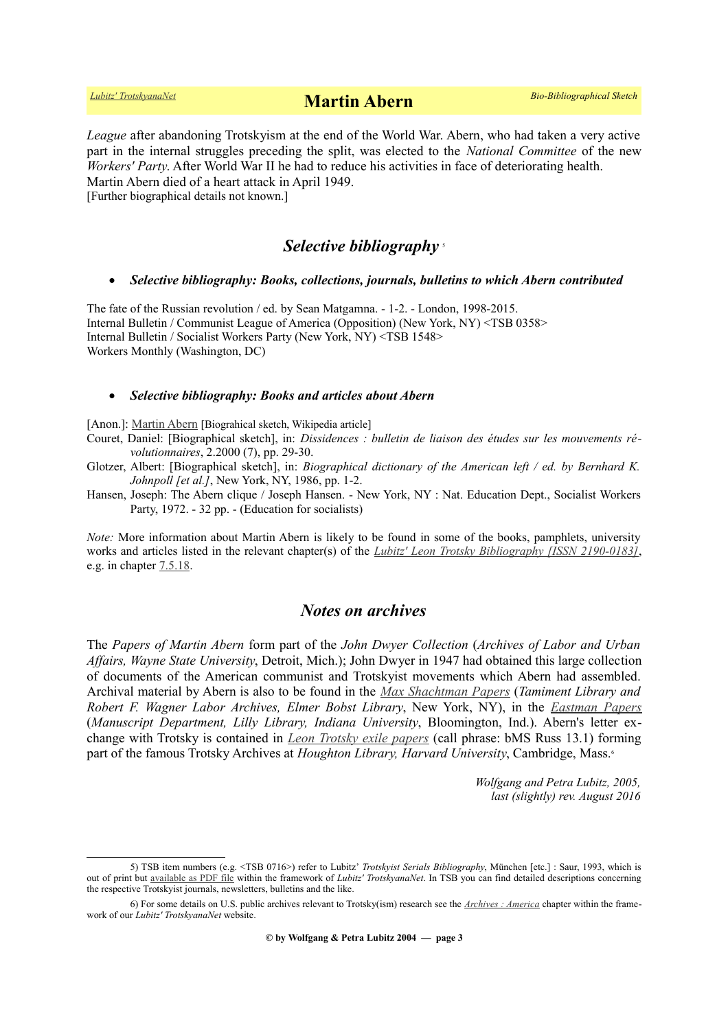*League* after abandoning Trotskyism at the end of the World War. Abern, who had taken a very active part in the internal struggles preceding the split, was elected to the *National Committee* of the new *Workers' Party*. After World War II he had to reduce his activities in face of deteriorating health.
Martin Abern died of a heart attack in April 1949.
[Further biographical details not known.]

## *Selective bibliography* [5]

- ***Selective bibliography: Books, collections, journals, bulletins to which Abern contributed***

The fate of the Russian revolution / ed. by Sean Matgamna. - 1-2. - London, 1998-2015.
Internal Bulletin / Communist League of America (Opposition) (New York, NY) <TSB 0358>
Internal Bulletin / Socialist Workers Party (New York, NY) <TSB 1548>
Workers Monthly (Washington, DC)

- ***Selective bibliography: Books and articles about Abern***

[Anon.]: Martin Abern [Biograhical sketch, Wikipedia article]
Couret, Daniel: [Biographical sketch], in: *Dissidences : bulletin de liaison des études sur les mouvements révolutionnaires*, 2.2000 (7), pp. 29-30.
Glotzer, Albert: [Biographical sketch], in: *Biographical dictionary of the American left / ed. by Bernhard K. Johnpoll [et al.]*, New York, NY, 1986, pp. 1-2.
Hansen, Joseph: The Abern clique / Joseph Hansen. - New York, NY : Nat. Education Dept., Socialist Workers Party, 1972. - 32 pp. - (Education for socialists)

*Note:* More information about Martin Abern is likely to be found in some of the books, pamphlets, university works and articles listed in the relevant chapter(s) of the *Lubitz' Leon Trotsky Bibliography [ISSN 2190-0183]*, e.g. in chapter 7.5.18.

## *Notes on archives*

The *Papers of Martin Abern* form part of the *John Dwyer Collection* (*Archives of Labor and Urban Affairs, Wayne State University*, Detroit, Mich.); John Dwyer in 1947 had obtained this large collection of documents of the American communist and Trotskyist movements which Abern had assembled. Archival material by Abern is also to be found in the *Max Shachtman Papers* (*Tamiment Library and Robert F. Wagner Labor Archives, Elmer Bobst Library*, New York, NY), in the *Eastman Papers* (*Manuscript Department, Lilly Library, Indiana University*, Bloomington, Ind.). Abern's letter exchange with Trotsky is contained in *Leon Trotsky exile papers* (call phrase: bMS Russ 13.1) forming part of the famous Trotsky Archives at *Houghton Library, Harvard University*, Cambridge, Mass.[6]

*Wolfgang and Petra Lubitz, 2005,*
*last (slightly) rev. August 2016*

---

5) TSB item numbers (e.g. <TSB 0716>) refer to Lubitz' *Trotskyist Serials Bibliography*, München [etc.] : Saur, 1993, which is out of print but available as PDF file within the framework of *Lubitz' TrotskyanaNet*. In TSB you can find detailed descriptions concerning the respective Trotskyist journals, newsletters, bulletins and the like.

6) For some details on U.S. public archives relevant to Trotsky(ism) research see the *Archives : America* chapter within the framework of our *Lubitz' TrotskyanaNet* website.